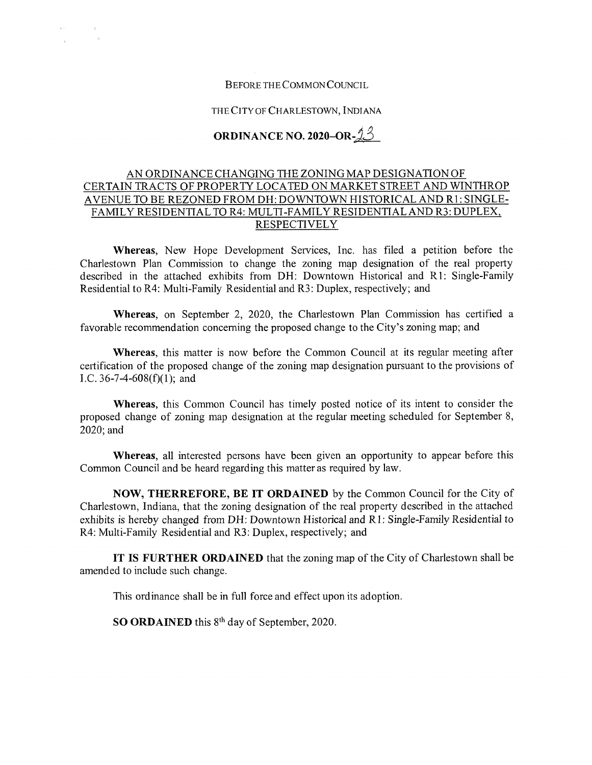BEFORE THE COMMON COUNCIL

THE CITY OF CHARLESTOWN, INDIANA

# ORDINANCE NO. 2020–OR-23

AN ORDINANCE CHANGING THE ZONING MAP DESIGNATION OF CERTAIN TRACTS OF PROPERTY LOCATED ON MARKET STREET AND WINTHROP AVENUE TO BE REZONED FROM DH: DOWNTOWN HISTORICAL AND R1: SINGLE-FAMILY RESIDENTIAL TO R4: MULTI-FAMILY RESIDENTIAL AND R3: DUPLEX, RESPECTIVELY

**Whereas**, New Hope Development Services, Inc. has filed a petition before the Charlestown Plan Commission to change the zoning map designation of the real property described in the attached exhibits from DH: Downtown Historical and R1: Single-Family Residential to R4: Multi-Family Residential and R3: Duplex, respectively; and

**Whereas**, on September 2, 2020, the Charlestown Plan Commission has certified a favorable recommendation concerning the proposed change to the City's zoning map; and

**Whereas**, this matter is now before the Common Council at its regular meeting after certification of the proposed change of the zoning map designation pursuant to the provisions of I.C. 36-7-4-608(f)(1); and

**Whereas**, this Common Council has timely posted notice of its intent to consider the proposed change of zoning map designation at the regular meeting scheduled for September 8, 2020; and

**Whereas**, all interested persons have been given an opportunity to appear before this Common Council and be heard regarding this matter as required by law.

**NOW, THERREFORE, BE IT ORDAINED** by the Common Council for the City of Charlestown, Indiana, that the zoning designation of the real property described in the attached exhibits is hereby changed from DH: Downtown Historical and R1: Single-Family Residential to R4: Multi-Family Residential and R3: Duplex, respectively; and

**IT IS FURTHER ORDAINED** that the zoning map of the City of Charlestown shall be amended to include such change.

This ordinance shall be in full force and effect upon its adoption.

**SO ORDAINED** this 8th day of September, 2020.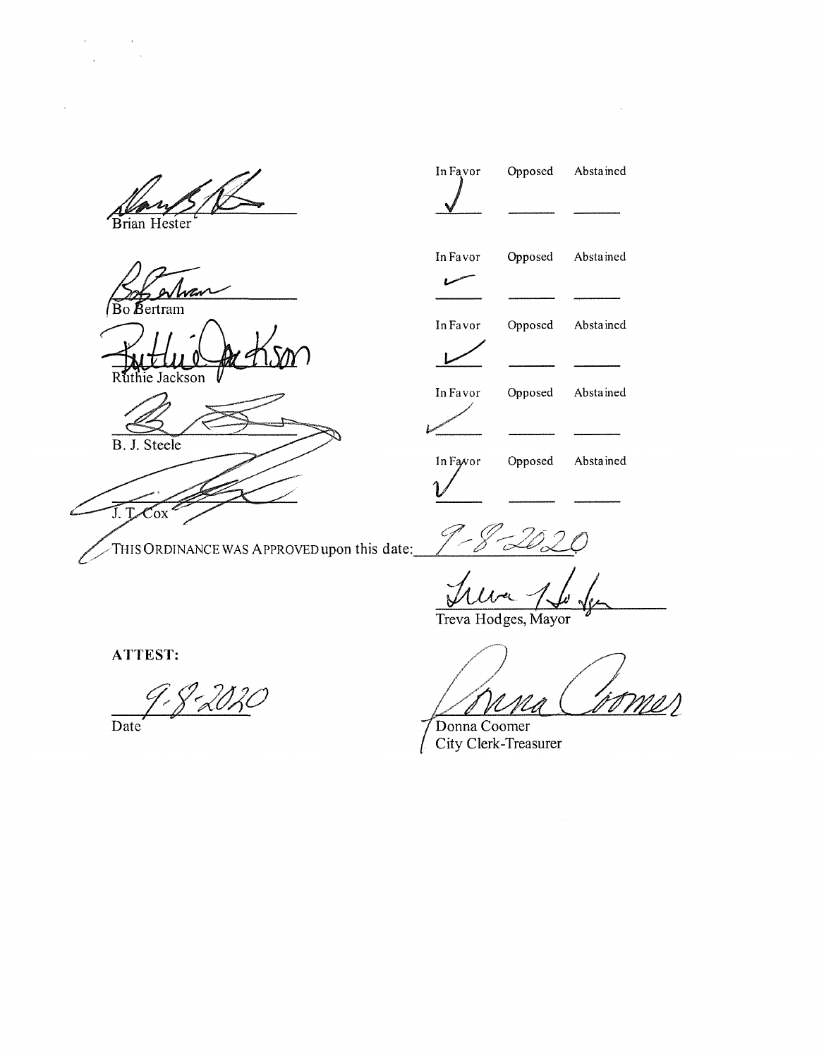| | In Favor | Opposed | Abstained |
|---|---|---|---|
| Brian Hester | ✓ | | |
| Bo Bertram | ✓ | | |
| Ruthie Jackson | ✓ | | |
| B. J. Steele | ✓ | | |
| J. T. Cox | ✓ | | |

THIS ORDINANCE WAS APPROVED upon this date: 9-8-2020

Treva Hodges, Mayor

**ATTEST:**

9-8-2020

Date

Donna Coomer
City Clerk-Treasurer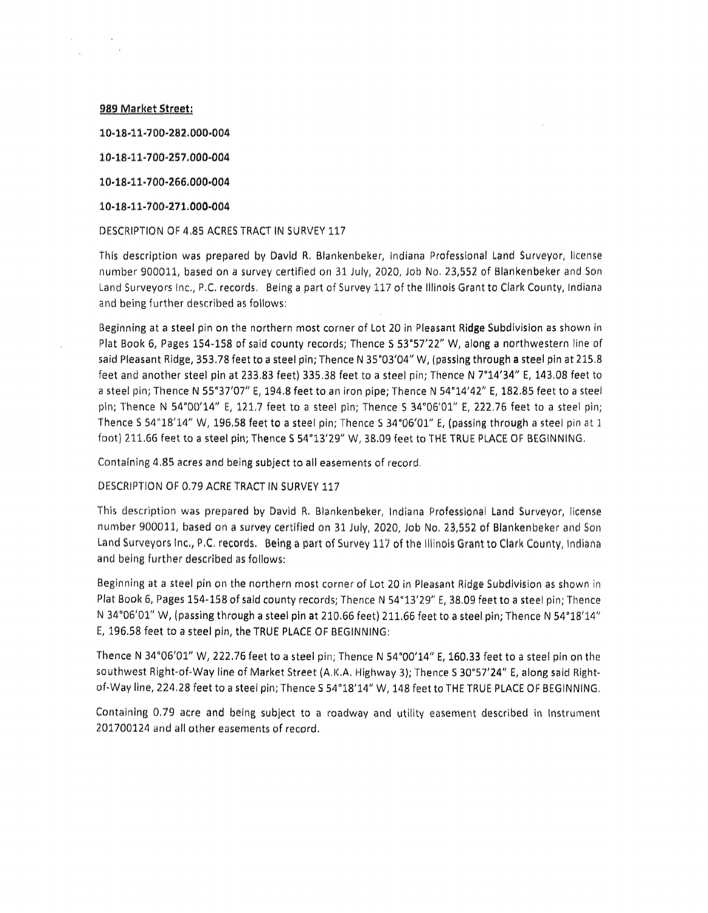**989 Market Street:**

**10-18-11-700-282.000-004**

**10-18-11-700-257.000-004**

**10-18-11-700-266.000-004**

**10-18-11-700-271.000-004**

DESCRIPTION OF 4.85 ACRES TRACT IN SURVEY 117

This description was prepared by David R. Blankenbeker, Indiana Professional Land Surveyor, license number 900011, based on a survey certified on 31 July, 2020, Job No. 23,552 of Blankenbeker and Son Land Surveyors Inc., P.C. records. Being a part of Survey 117 of the Illinois Grant to Clark County, Indiana and being further described as follows:

Beginning at a steel pin on the northern most corner of Lot 20 in Pleasant Ridge Subdivision as shown in Plat Book 6, Pages 154-158 of said county records; Thence S 53°57'22" W, along a northwestern line of said Pleasant Ridge, 353.78 feet to a steel pin; Thence N 35°03'04" W, (passing through a steel pin at 215.8 feet and another steel pin at 233.83 feet) 335.38 feet to a steel pin; Thence N 7°14'34" E, 143.08 feet to a steel pin; Thence N 55°37'07" E, 194.8 feet to an iron pipe; Thence N 54°14'42" E, 182.85 feet to a steel pin; Thence N 54°00'14" E, 121.7 feet to a steel pin; Thence S 34°06'01" E, 222.76 feet to a steel pin; Thence S 54°18'14" W, 196.58 feet to a steel pin; Thence S 34°06'01" E, (passing through a steel pin at 1 foot) 211.66 feet to a steel pin; Thence S 54°13'29" W, 38.09 feet to THE TRUE PLACE OF BEGINNING.

Containing 4.85 acres and being subject to all easements of record.

DESCRIPTION OF 0.79 ACRE TRACT IN SURVEY 117

This description was prepared by David R. Blankenbeker, Indiana Professional Land Surveyor, license number 900011, based on a survey certified on 31 July, 2020, Job No. 23,552 of Blankenbeker and Son Land Surveyors Inc., P.C. records. Being a part of Survey 117 of the Illinois Grant to Clark County, Indiana and being further described as follows:

Beginning at a steel pin on the northern most corner of Lot 20 in Pleasant Ridge Subdivision as shown in Plat Book 6, Pages 154-158 of said county records; Thence N 54°13'29" E, 38.09 feet to a steel pin; Thence N 34°06'01" W, (passing through a steel pin at 210.66 feet) 211.66 feet to a steel pin; Thence N 54°18'14" E, 196.58 feet to a steel pin, the TRUE PLACE OF BEGINNING:

Thence N 34°06'01" W, 222.76 feet to a steel pin; Thence N 54°00'14" E, 160.33 feet to a steel pin on the southwest Right-of-Way line of Market Street (A.K.A. Highway 3); Thence S 30°57'24" E, along said Right-of-Way line, 224.28 feet to a steel pin; Thence S 54°18'14" W, 148 feet to THE TRUE PLACE OF BEGINNING.

Containing 0.79 acre and being subject to a roadway and utility easement described in Instrument 201700124 and all other easements of record.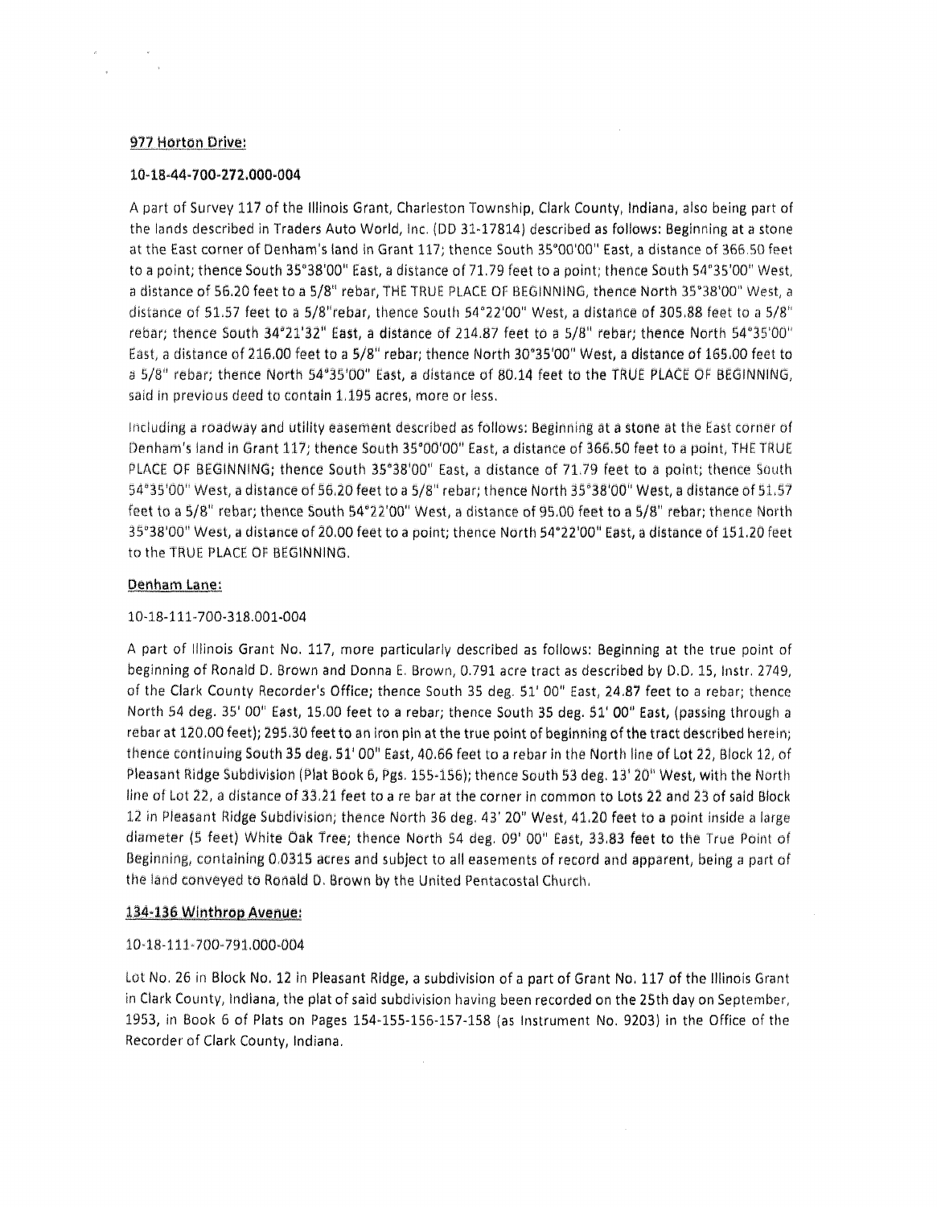**977 Horton Drive:**

**10-18-44-700-272.000-004**

A part of Survey 117 of the Illinois Grant, Charleston Township, Clark County, Indiana, also being part of the lands described in Traders Auto World, Inc. (DD 31-17814) described as follows: Beginning at a stone at the East corner of Denham's land in Grant 117; thence South 35°00'00" East, a distance of 366.50 feet to a point; thence South 35°38'00" East, a distance of 71.79 feet to a point; thence South 54°35'00" West, a distance of 56.20 feet to a 5/8" rebar, THE TRUE PLACE OF BEGINNING, thence North 35°38'00" West, a distance of 51.57 feet to a 5/8"rebar, thence South 54°22'00" West, a distance of 305.88 feet to a 5/8" rebar; thence South 34°21'32" East, a distance of 214.87 feet to a 5/8" rebar; thence North 54°35'00" East, a distance of 216.00 feet to a 5/8" rebar; thence North 30°35'00" West, a distance of 165.00 feet to a 5/8" rebar; thence North 54°35'00" East, a distance of 80.14 feet to the TRUE PLACE OF BEGINNING, said in previous deed to contain 1.195 acres, more or less.

Including a roadway and utility easement described as follows: Beginning at a stone at the East corner of Denham's land in Grant 117; thence South 35°00'00" East, a distance of 366.50 feet to a point, THE TRUE PLACE OF BEGINNING; thence South 35°38'00" East, a distance of 71.79 feet to a point; thence South 54°35'00" West, a distance of 56.20 feet to a 5/8" rebar; thence North 35°38'00" West, a distance of 51.57 feet to a 5/8" rebar; thence South 54°22'00" West, a distance of 95.00 feet to a 5/8" rebar; thence North 35°38'00" West, a distance of 20.00 feet to a point; thence North 54°22'00" East, a distance of 151.20 feet to the TRUE PLACE OF BEGINNING.

**Denham Lane:**

10-18-111-700-318.001-004

A part of Illinois Grant No. 117, more particularly described as follows: Beginning at the true point of beginning of Ronald D. Brown and Donna E. Brown, 0.791 acre tract as described by D.D. 15, Instr. 2749, of the Clark County Recorder's Office; thence South 35 deg. 51' 00" East, 24.87 feet to a rebar; thence North 54 deg. 35' 00" East, 15.00 feet to a rebar; thence South 35 deg. 51' 00" East, (passing through a rebar at 120.00 feet); 295.30 feet to an iron pin at the true point of beginning of the tract described herein; thence continuing South 35 deg. 51' 00" East, 40.66 feet to a rebar in the North line of Lot 22, Block 12, of Pleasant Ridge Subdivision (Plat Book 6, Pgs. 155-156); thence South 53 deg. 13' 20" West, with the North line of Lot 22, a distance of 33.21 feet to a re bar at the corner in common to Lots 22 and 23 of said Block 12 in Pleasant Ridge Subdivision; thence North 36 deg. 43' 20" West, 41.20 feet to a point inside a large diameter (5 feet) White Oak Tree; thence North 54 deg. 09' 00" East, 33.83 feet to the True Point of Beginning, containing 0.0315 acres and subject to all easements of record and apparent, being a part of the land conveyed to Ronald D. Brown by the United Pentacostal Church.

**134-136 Winthrop Avenue:**

10-18-111-700-791.000-004

Lot No. 26 in Block No. 12 in Pleasant Ridge, a subdivision of a part of Grant No. 117 of the Illinois Grant in Clark County, Indiana, the plat of said subdivision having been recorded on the 25th day on September, 1953, in Book 6 of Plats on Pages 154-155-156-157-158 (as Instrument No. 9203) in the Office of the Recorder of Clark County, Indiana.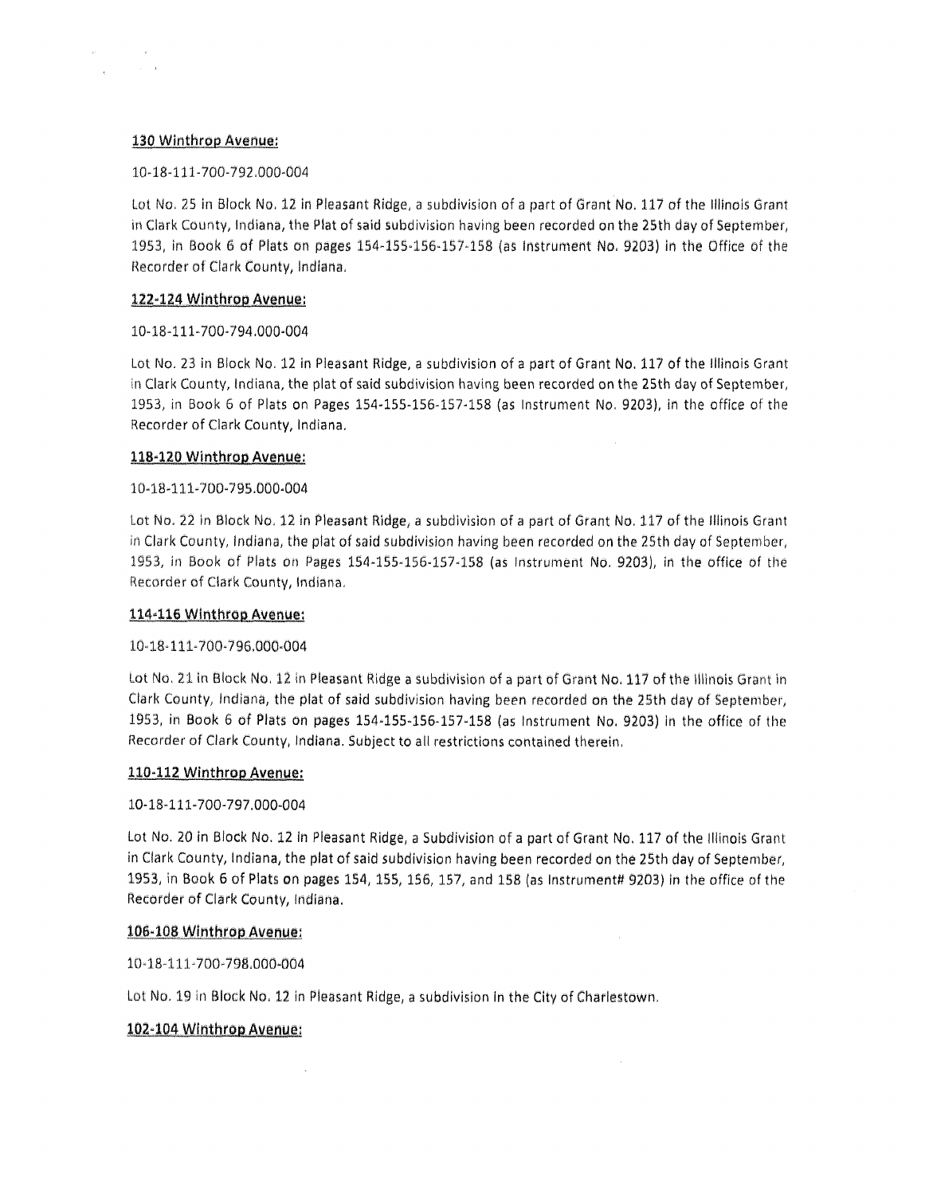**130 Winthrop Avenue:**

10-18-111-700-792.000-004

Lot No. 25 in Block No. 12 in Pleasant Ridge, a subdivision of a part of Grant No. 117 of the Illinois Grant in Clark County, Indiana, the Plat of said subdivision having been recorded on the 25th day of September, 1953, in Book 6 of Plats on pages 154-155-156-157-158 (as Instrument No. 9203) in the Office of the Recorder of Clark County, Indiana.

**122-124 Winthrop Avenue:**

10-18-111-700-794.000-004

Lot No. 23 in Block No. 12 in Pleasant Ridge, a subdivision of a part of Grant No. 117 of the Illinois Grant in Clark County, Indiana, the plat of said subdivision having been recorded on the 25th day of September, 1953, in Book 6 of Plats on Pages 154-155-156-157-158 (as Instrument No. 9203), in the office of the Recorder of Clark County, Indiana.

**118-120 Winthrop Avenue:**

10-18-111-700-795.000-004

Lot No. 22 in Block No. 12 in Pleasant Ridge, a subdivision of a part of Grant No. 117 of the Illinois Grant in Clark County, Indiana, the plat of said subdivision having been recorded on the 25th day of September, 1953, in Book of Plats on Pages 154-155-156-157-158 (as Instrument No. 9203), in the office of the Recorder of Clark County, Indiana.

**114-116 Winthrop Avenue:**

10-18-111-700-796.000-004

Lot No. 21 in Block No. 12 in Pleasant Ridge a subdivision of a part of Grant No. 117 of the Illinois Grant in Clark County, Indiana, the plat of said subdivision having been recorded on the 25th day of September, 1953, in Book 6 of Plats on pages 154-155-156-157-158 (as Instrument No. 9203) in the office of the Recorder of Clark County, Indiana. Subject to all restrictions contained therein.

**110-112 Winthrop Avenue:**

10-18-111-700-797.000-004

Lot No. 20 in Block No. 12 in Pleasant Ridge, a Subdivision of a part of Grant No. 117 of the Illinois Grant in Clark County, Indiana, the plat of said subdivision having been recorded on the 25th day of September, 1953, in Book 6 of Plats on pages 154, 155, 156, 157, and 158 (as Instrument# 9203) in the office of the Recorder of Clark County, Indiana.

**106-108 Winthrop Avenue:**

10-18-111-700-798.000-004

Lot No. 19 in Block No. 12 in Pleasant Ridge, a subdivision in the City of Charlestown.

**102-104 Winthrop Avenue:**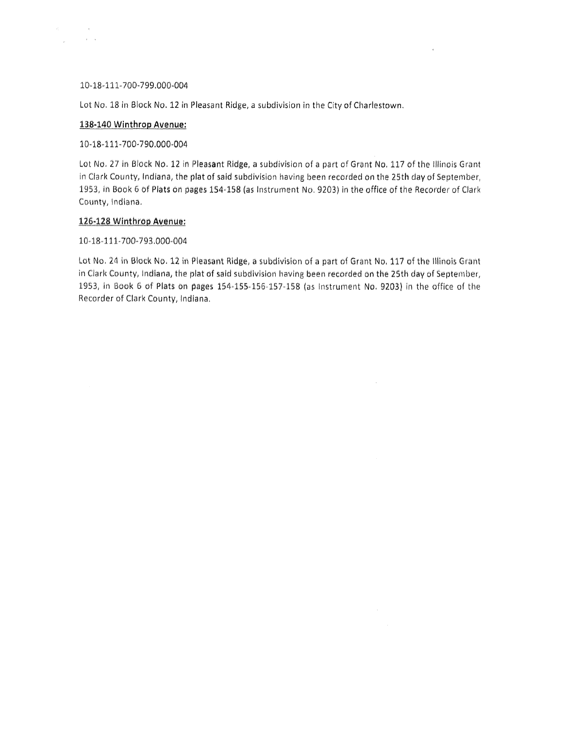10-18-111-700-799.000-004

Lot No. 18 in Block No. 12 in Pleasant Ridge, a subdivision in the City of Charlestown.

**138-140 Winthrop Avenue:**

10-18-111-700-790.000-004

Lot No. 27 in Block No. 12 in Pleasant Ridge, a subdivision of a part of Grant No. 117 of the Illinois Grant in Clark County, Indiana, the plat of said subdivision having been recorded on the 25th day of September, 1953, in Book 6 of Plats on pages 154-158 (as Instrument No. 9203) in the office of the Recorder of Clark County, Indiana.

**126-128 Winthrop Avenue:**

10-18-111-700-793.000-004

Lot No. 24 in Block No. 12 in Pleasant Ridge, a subdivision of a part of Grant No. 117 of the Illinois Grant in Clark County, Indiana, the plat of said subdivision having been recorded on the 25th day of September, 1953, in Book 6 of Plats on pages 154-155-156-157-158 (as Instrument No. 9203) in the office of the Recorder of Clark County, Indiana.